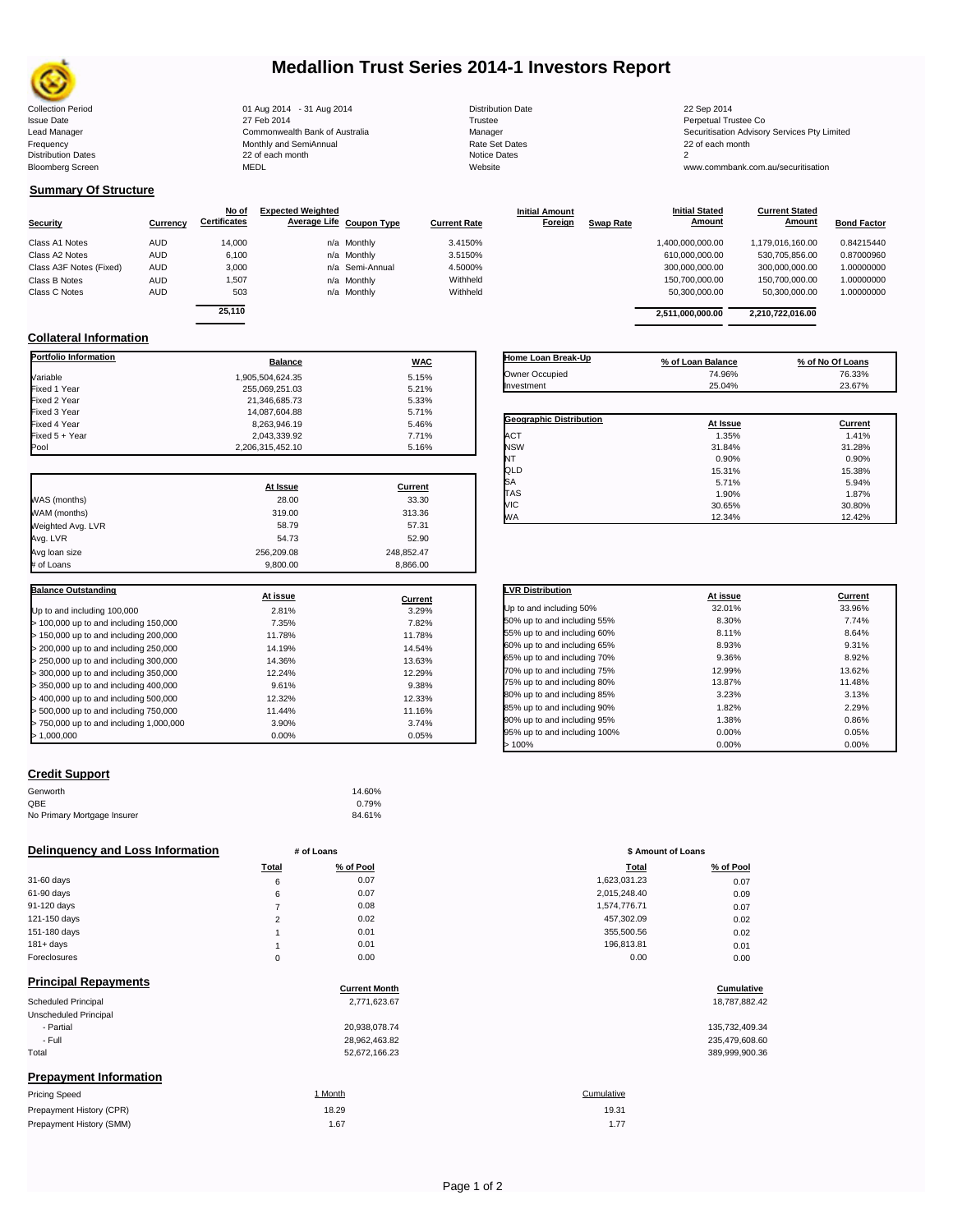# Medallion Trust Series 2014-1 Investors Report

| | | | |
|---|---|---|---|
| Collection Period | 01 Aug 2014 - 31 Aug 2014 | Distribution Date | 22 Sep 2014 |
| Issue Date | 27 Feb 2014 | Trustee | Perpetual Trustee Co |
| Lead Manager | Commonwealth Bank of Australia | Manager | Securitisation Advisory Services Pty Limited |
| Frequency | Monthly and SemiAnnual | Rate Set Dates | 22 of each month |
| Distribution Dates | 22 of each month | Notice Dates | 2 |
| Bloomberg Screen | MEDL | Website | www.commbank.com.au/securitisation |

## Summary Of Structure

| Security | Currency | No of Certificates | Expected Weighted Average Life | Coupon Type | Current Rate | Initial Amount Foreign | Swap Rate | Initial Stated Amount | Current Stated Amount | Bond Factor |
|---|---|---|---|---|---|---|---|---|---|---|
| Class A1 Notes | AUD | 14,000 | n/a | Monthly | 3.4150% | | | 1,400,000,000.00 | 1,179,016,160.00 | 0.84215440 |
| Class A2 Notes | AUD | 6,100 | n/a | Monthly | 3.5150% | | | 610,000,000.00 | 530,705,856.00 | 0.87000960 |
| Class A3F Notes (Fixed) | AUD | 3,000 | n/a | Semi-Annual | 4.5000% | | | 300,000,000.00 | 300,000,000.00 | 1.00000000 |
| Class B Notes | AUD | 1,507 | n/a | Monthly | Withheld | | | 150,700,000.00 | 150,700,000.00 | 1.00000000 |
| Class C Notes | AUD | 503 | n/a | Monthly | Withheld | | | 50,300,000.00 | 50,300,000.00 | 1.00000000 |
| | | 25,110 | | | | | | 2,511,000,000.00 | 2,210,722,016.00 | |

## Collateral Information

| Portfolio Information | Balance | WAC |
|---|---|---|
| Variable | 1,905,504,624.35 | 5.15% |
| Fixed 1 Year | 255,069,251.03 | 5.21% |
| Fixed 2 Year | 21,346,685.73 | 5.33% |
| Fixed 3 Year | 14,087,604.88 | 5.71% |
| Fixed 4 Year | 8,263,946.19 | 5.46% |
| Fixed 5 + Year | 2,043,339.92 | 7.71% |
| Pool | 2,206,315,452.10 | 5.16% |

| Home Loan Break-Up | % of Loan Balance | % of No Of Loans |
|---|---|---|
| Owner Occupied | 74.96% | 76.33% |
| Investment | 25.04% | 23.67% |

| Geographic Distribution | At Issue | Current |
|---|---|---|
| ACT | 1.35% | 1.41% |
| NSW | 31.84% | 31.28% |
| NT | 0.90% | 0.90% |
| QLD | 15.31% | 15.38% |
| SA | 5.71% | 5.94% |
| TAS | 1.90% | 1.87% |
| VIC | 30.65% | 30.80% |
| WA | 12.34% | 12.42% |

| | At Issue | Current |
|---|---|---|
| WAS (months) | 28.00 | 33.30 |
| WAM (months) | 319.00 | 313.36 |
| Weighted Avg. LVR | 58.79 | 57.31 |
| Avg. LVR | 54.73 | 52.90 |
| Avg loan size | 256,209.08 | 248,852.47 |
| # of Loans | 9,800.00 | 8,866.00 |

| Balance Outstanding | At issue | Current |
|---|---|---|
| Up to and including 100,000 | 2.81% | 3.29% |
| > 100,000 up to and including 150,000 | 7.35% | 7.82% |
| > 150,000 up to and including 200,000 | 11.78% | 11.78% |
| > 200,000 up to and including 250,000 | 14.19% | 14.54% |
| > 250,000 up to and including 300,000 | 14.36% | 13.63% |
| > 300,000 up to and including 350,000 | 12.24% | 12.29% |
| > 350,000 up to and including 400,000 | 9.61% | 9.38% |
| > 400,000 up to and including 500,000 | 12.32% | 12.33% |
| > 500,000 up to and including 750,000 | 11.44% | 11.16% |
| > 750,000 up to and including 1,000,000 | 3.90% | 3.74% |
| > 1,000,000 | 0.00% | 0.05% |

| LVR Distribution | At issue | Current |
|---|---|---|
| Up to and including 50% | 32.01% | 33.96% |
| 50% up to and including 55% | 8.30% | 7.74% |
| 55% up to and including 60% | 8.11% | 8.64% |
| 60% up to and including 65% | 8.93% | 9.31% |
| 65% up to and including 70% | 9.36% | 8.92% |
| 70% up to and including 75% | 12.99% | 13.62% |
| 75% up to and including 80% | 13.87% | 11.48% |
| 80% up to and including 85% | 3.23% | 3.13% |
| 85% up to and including 90% | 1.82% | 2.29% |
| 90% up to and including 95% | 1.38% | 0.86% |
| 95% up to and including 100% | 0.00% | 0.05% |
| > 100% | 0.00% | 0.00% |

## Credit Support

| | |
|---|---|
| Genworth | 14.60% |
| QBE | 0.79% |
| No Primary Mortgage Insurer | 84.61% |

## Delinquency and Loss Information

| | # of Loans Total | # of Loans % of Pool | \$ Amount of Loans Total | \$ Amount of Loans % of Pool |
|---|---|---|---|---|
| 31-60 days | 6 | 0.07 | 1,623,031.23 | 0.07 |
| 61-90 days | 6 | 0.07 | 2,015,248.40 | 0.09 |
| 91-120 days | 7 | 0.08 | 1,574,776.71 | 0.07 |
| 121-150 days | 2 | 0.02 | 457,302.09 | 0.02 |
| 151-180 days | 1 | 0.01 | 355,500.56 | 0.02 |
| 181+ days | 1 | 0.01 | 196,813.81 | 0.01 |
| Foreclosures | 0 | 0.00 | 0.00 | 0.00 |

## Principal Repayments

| | Current Month | Cumulative |
|---|---|---|
| Scheduled Principal | 2,771,623.67 | 18,787,882.42 |
| Unscheduled Principal | | |
| - Partial | 20,938,078.74 | 135,732,409.34 |
| - Full | 28,962,463.82 | 235,479,608.60 |
| Total | 52,672,166.23 | 389,999,900.36 |

## Prepayment Information

| Pricing Speed | 1 Month | Cumulative |
|---|---|---|
| Prepayment History (CPR) | 18.29 | 19.31 |
| Prepayment History (SMM) | 1.67 | 1.77 |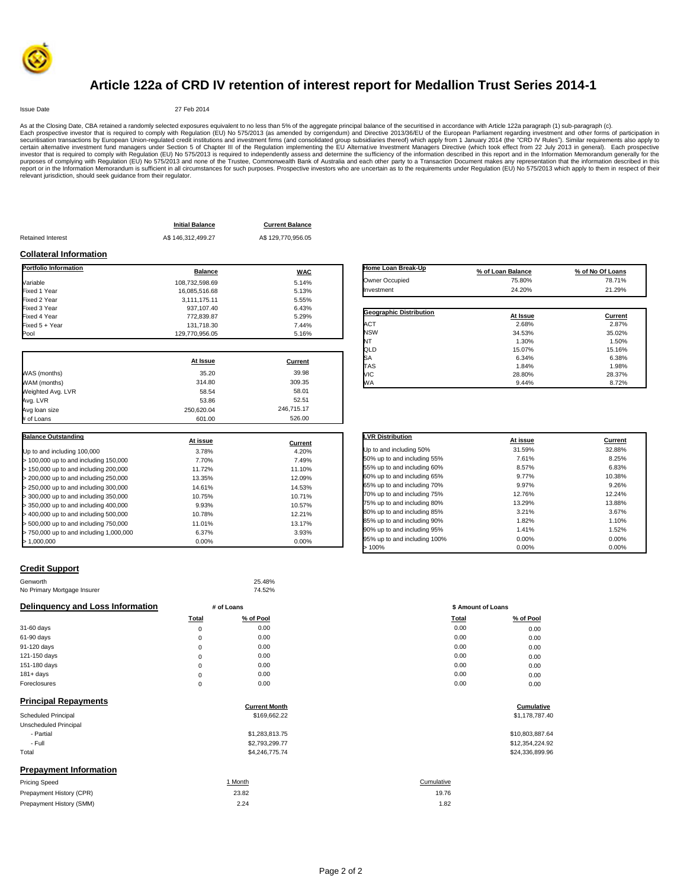# Article 122a of CRD IV retention of interest report for Medallion Trust Series 2014-1

Issue Date 27 Feb 2014

As at the Closing Date, CBA retained a randomly selected exposures equivalent to no less than 5% of the aggregate principal balance of the securitised in accordance with Article 122a paragraph (1) sub-paragraph (c).
Each prospective investor that is required to comply with Regulation (EU) No 575/2013 (as amended by corrigendum) and Directive 2013/36/EU of the European Parliament regarding investment and other forms of participation in securitisation transactions by European Union-regulated credit institutions and investment firms (and consolidated group subsidiaries thereof) which apply from 1 January 2014 (the "CRD IV Rules"). Similar requirements also apply to certain alternative investment fund managers under Section 5 of Chapter III of the Regulation implementing the EU Alternative Investment Managers Directive (which took effect from 22 July 2013 in general). Each prospective investor that is required to comply with Regulation (EU) No 575/2013 is required to independently assess and determine the sufficiency of the information described in this report and in the Information Memorandum generally for the purposes of complying with Regulation (EU) No 575/2013 and none of the Trustee, Commonwealth Bank of Australia and each other party to a Transaction Document makes any representation that the information described in this report or in the Information Memorandum is sufficient in all circumstances for such purposes. Prospective investors who are uncertain as to the requirements under Regulation (EU) No 575/2013 which apply to them in respect of their relevant jurisdiction, should seek guidance from their regulator.

| | Initial Balance | Current Balance |
|---|---|---|
| Retained Interest | A$ 146,312,499.27 | A$ 129,770,956.05 |

## Collateral Information

| Portfolio Information | Balance | WAC |
|---|---|---|
| Variable | 108,732,598.69 | 5.14% |
| Fixed 1 Year | 16,085,516.68 | 5.13% |
| Fixed 2 Year | 3,111,175.11 | 5.55% |
| Fixed 3 Year | 937,107.40 | 6.43% |
| Fixed 4 Year | 772,839.87 | 5.29% |
| Fixed 5 + Year | 131,718.30 | 7.44% |
| Pool | 129,770,956.05 | 5.16% |

| | At Issue | Current |
|---|---|---|
| WAS (months) | 35.20 | 39.98 |
| WAM (months) | 314.80 | 309.35 |
| Weighted Avg. LVR | 58.54 | 58.01 |
| Avg. LVR | 53.86 | 52.51 |
| Avg loan size | 250,620.04 | 246,715.17 |
| # of Loans | 601.00 | 526.00 |

| Balance Outstanding | At issue | Current |
|---|---|---|
| Up to and including 100,000 | 3.78% | 4.20% |
| > 100,000 up to and including 150,000 | 7.70% | 7.49% |
| > 150,000 up to and including 200,000 | 11.72% | 11.10% |
| > 200,000 up to and including 250,000 | 13.35% | 12.09% |
| > 250,000 up to and including 300,000 | 14.61% | 14.53% |
| > 300,000 up to and including 350,000 | 10.75% | 10.71% |
| > 350,000 up to and including 400,000 | 9.93% | 10.57% |
| > 400,000 up to and including 500,000 | 10.78% | 12.21% |
| > 500,000 up to and including 750,000 | 11.01% | 13.17% |
| > 750,000 up to and including 1,000,000 | 6.37% | 3.93% |
| > 1,000,000 | 0.00% | 0.00% |

| Home Loan Break-Up | % of Loan Balance | % of No Of Loans |
|---|---|---|
| Owner Occupied | 75.80% | 78.71% |
| Investment | 24.20% | 21.29% |

| Geographic Distribution | At Issue | Current |
|---|---|---|
| ACT | 2.68% | 2.87% |
| NSW | 34.53% | 35.02% |
| NT | 1.30% | 1.50% |
| QLD | 15.07% | 15.16% |
| SA | 6.34% | 6.38% |
| TAS | 1.84% | 1.98% |
| VIC | 28.80% | 28.37% |
| WA | 9.44% | 8.72% |

| LVR Distribution | At issue | Current |
|---|---|---|
| Up to and including 50% | 31.59% | 32.88% |
| 50% up to and including 55% | 7.61% | 8.25% |
| 55% up to and including 60% | 8.57% | 6.83% |
| 60% up to and including 65% | 9.77% | 10.38% |
| 65% up to and including 70% | 9.97% | 9.26% |
| 70% up to and including 75% | 12.76% | 12.24% |
| 75% up to and including 80% | 13.29% | 13.88% |
| 80% up to and including 85% | 3.21% | 3.67% |
| 85% up to and including 90% | 1.82% | 1.10% |
| 90% up to and including 95% | 1.41% | 1.52% |
| 95% up to and including 100% | 0.00% | 0.00% |
| > 100% | 0.00% | 0.00% |

## Credit Support

| | |
|---|---|
| Genworth | 25.48% |
| No Primary Mortgage Insurer | 74.52% |

## Delinquency and Loss Information

| | # of Loans | | $ Amount of Loans | |
|---|---|---|---|---|
| | Total | % of Pool | Total | % of Pool |
| 31-60 days | 0 | 0.00 | 0.00 | 0.00 |
| 61-90 days | 0 | 0.00 | 0.00 | 0.00 |
| 91-120 days | 0 | 0.00 | 0.00 | 0.00 |
| 121-150 days | 0 | 0.00 | 0.00 | 0.00 |
| 151-180 days | 0 | 0.00 | 0.00 | 0.00 |
| 181+ days | 0 | 0.00 | 0.00 | 0.00 |
| Foreclosures | 0 | 0.00 | 0.00 | 0.00 |

## Principal Repayments

| | Current Month | Cumulative |
|---|---|---|
| Scheduled Principal | $169,662.22 | $1,178,787.40 |
| Unscheduled Principal | | |
| - Partial | $1,283,813.75 | $10,803,887.64 |
| - Full | $2,793,299.77 | $12,354,224.92 |
| Total | $4,246,775.74 | $24,336,899.96 |

## Prepayment Information

| Pricing Speed | 1 Month | Cumulative |
|---|---|---|
| Prepayment History (CPR) | 23.82 | 19.76 |
| Prepayment History (SMM) | 2.24 | 1.82 |